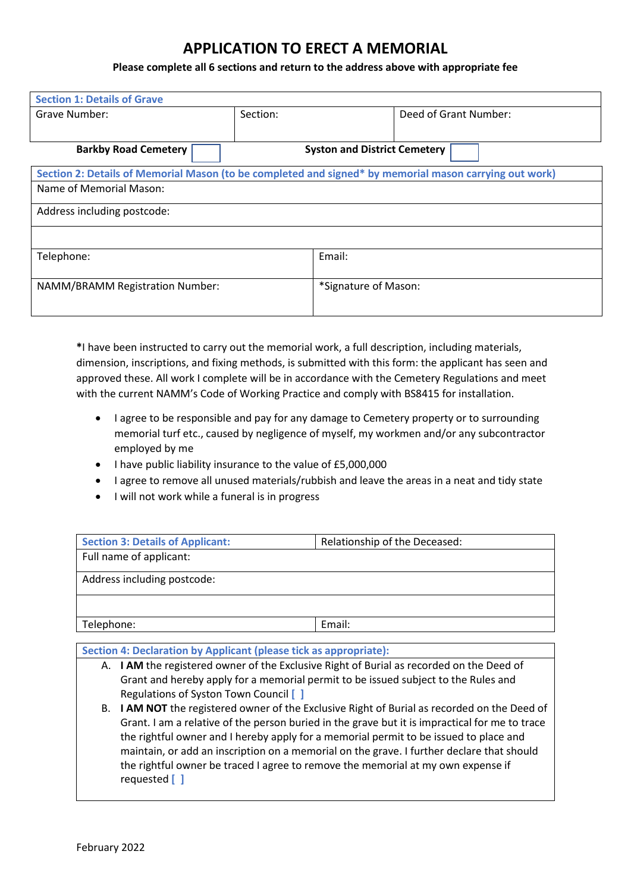# APPLICATION TO ERECT A MEMORIAL

**Please complete all 6 sections and return to the address above with appropriate fee**

| Section 1: Details of Grave | | |
|---|---|---|
| Grave Number: | Section: | Deed of Grant Number: |

**Barkby Road Cemetery** [ ] **Syston and District Cemetery** [ ]

| Section 2: Details of Memorial Mason (to be completed and signed* by memorial mason carrying out work) | |
|---|---|
| Name of Memorial Mason: | |
| Address including postcode: | |
| | |
| Telephone: | Email: |
| NAMM/BRAMM Registration Number: | *Signature of Mason: |

**\***I have been instructed to carry out the memorial work, a full description, including materials, dimension, inscriptions, and fixing methods, is submitted with this form: the applicant has seen and approved these. All work I complete will be in accordance with the Cemetery Regulations and meet with the current NAMM's Code of Working Practice and comply with BS8415 for installation.

- I agree to be responsible and pay for any damage to Cemetery property or to surrounding memorial turf etc., caused by negligence of myself, my workmen and/or any subcontractor employed by me
- I have public liability insurance to the value of £5,000,000
- I agree to remove all unused materials/rubbish and leave the areas in a neat and tidy state
- I will not work while a funeral is in progress

| Section 3: Details of Applicant: | Relationship of the Deceased: |
|---|---|
| Full name of applicant: | |
| Address including postcode: | |
| | |
| Telephone: | Email: |

**Section 4: Declaration by Applicant (please tick as appropriate):**

A. **I AM** the registered owner of the Exclusive Right of Burial as recorded on the Deed of Grant and hereby apply for a memorial permit to be issued subject to the Rules and Regulations of Syston Town Council [ ]

B. **I AM NOT** the registered owner of the Exclusive Right of Burial as recorded on the Deed of Grant. I am a relative of the person buried in the grave but it is impractical for me to trace the rightful owner and I hereby apply for a memorial permit to be issued to place and maintain, or add an inscription on a memorial on the grave. I further declare that should the rightful owner be traced I agree to remove the memorial at my own expense if requested [ ]

February 2022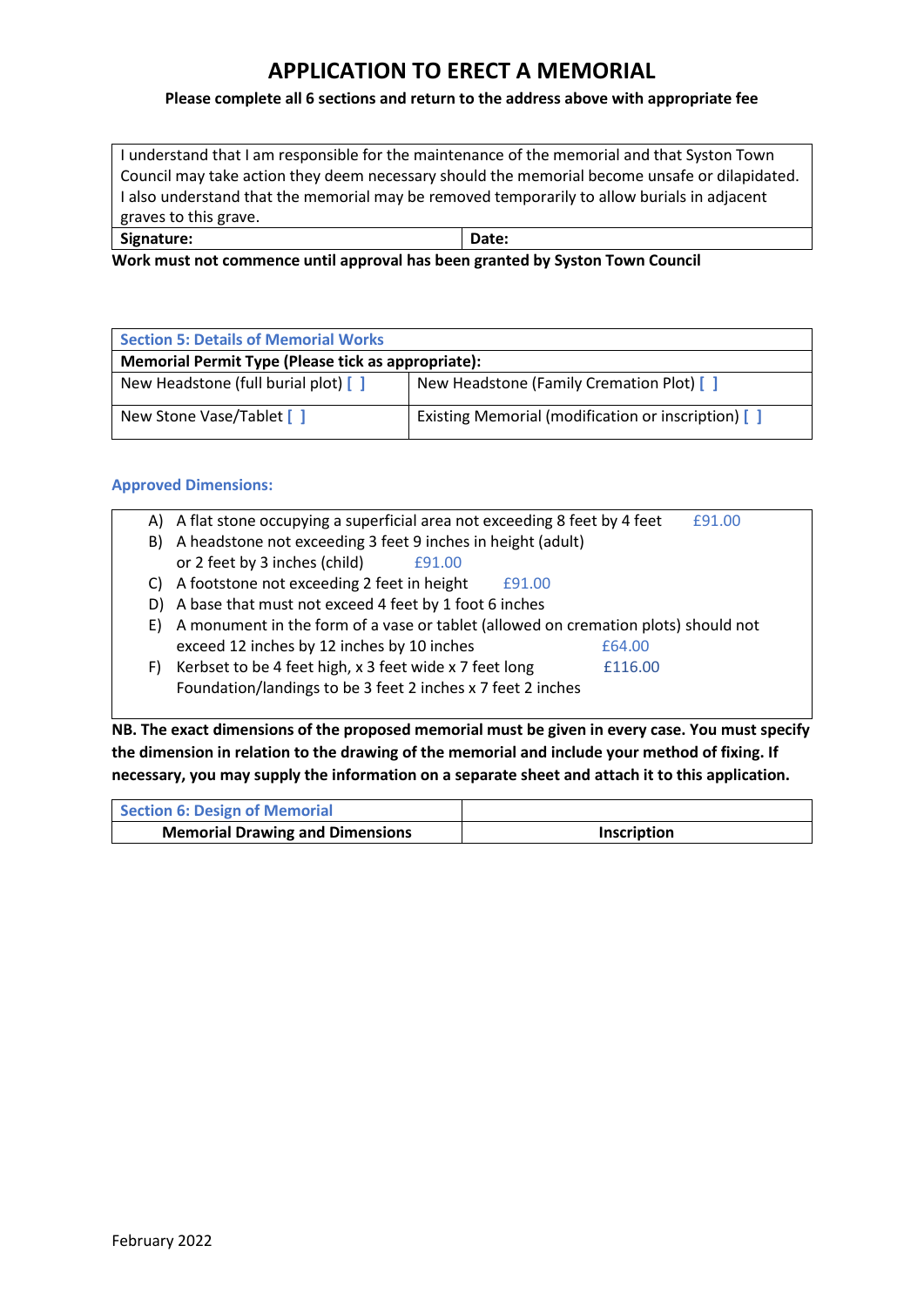# APPLICATION TO ERECT A MEMORIAL

**Please complete all 6 sections and return to the address above with appropriate fee**

| | |
|---|---|
| I understand that I am responsible for the maintenance of the memorial and that Syston Town Council may take action they deem necessary should the memorial become unsafe or dilapidated. I also understand that the memorial may be removed temporarily to allow burials in adjacent graves to this grave. | |
| **Signature:** | **Date:** |

**Work must not commence until approval has been granted by Syston Town Council**

| Section 5: Details of Memorial Works | |
|---|---|
| **Memorial Permit Type (Please tick as appropriate):** | |
| New Headstone (full burial plot) [ ] | New Headstone (Family Cremation Plot) [ ] |
| New Stone Vase/Tablet [ ] | Existing Memorial (modification or inscription) [ ] |

### Approved Dimensions:

A) A flat stone occupying a superficial area not exceeding 8 feet by 4 feet £91.00
B) A headstone not exceeding 3 feet 9 inches in height (adult) or 2 feet by 3 inches (child) £91.00
C) A footstone not exceeding 2 feet in height £91.00
D) A base that must not exceed 4 feet by 1 foot 6 inches
E) A monument in the form of a vase or tablet (allowed on cremation plots) should not exceed 12 inches by 12 inches by 10 inches £64.00
F) Kerbset to be 4 feet high, x 3 feet wide x 7 feet long £116.00
Foundation/landings to be 3 feet 2 inches x 7 feet 2 inches

**NB. The exact dimensions of the proposed memorial must be given in every case. You must specify the dimension in relation to the drawing of the memorial and include your method of fixing. If necessary, you may supply the information on a separate sheet and attach it to this application.**

| Section 6: Design of Memorial | |
|---|---|
| **Memorial Drawing and Dimensions** | **Inscription** |

February 2022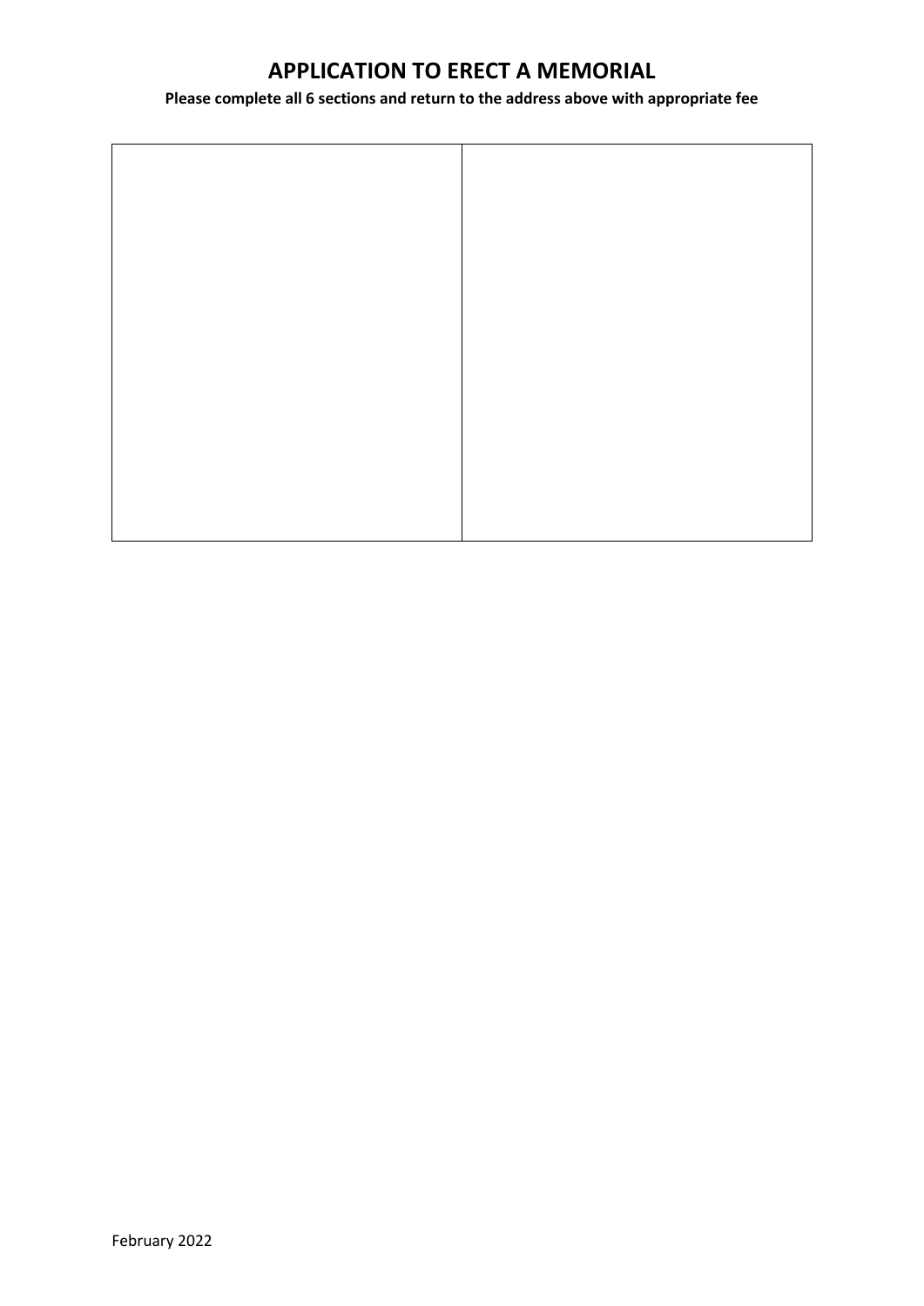# APPLICATION TO ERECT A MEMORIAL

**Please complete all 6 sections and return to the address above with appropriate fee**

| | |
|---|---|
| | |

February 2022